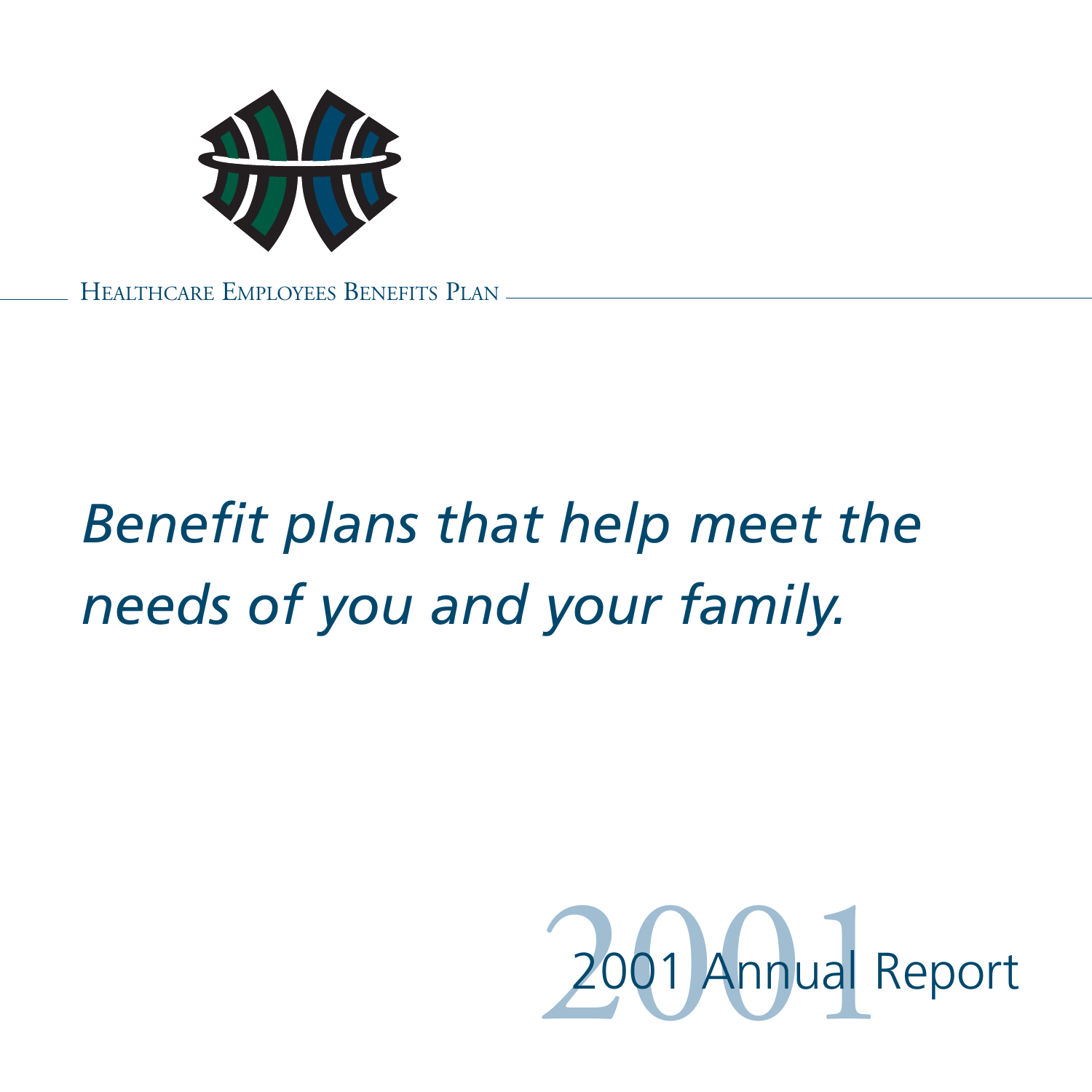Healthcare Employees Benefits Plan

# *Benefit plans that help meet the needs of you and your family.*

2001 Annual Report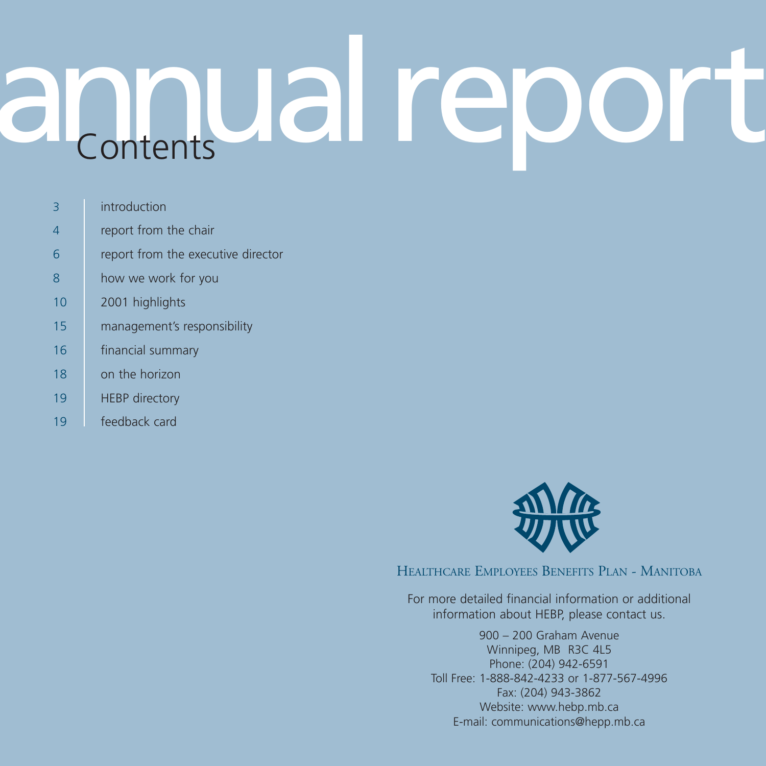# annual report

## Contents

| | |
|---|---|
| 3 | introduction |
| 4 | report from the chair |
| 6 | report from the executive director |
| 8 | how we work for you |
| 10 | 2001 highlights |
| 15 | management's responsibility |
| 16 | financial summary |
| 18 | on the horizon |
| 19 | HEBP directory |
| 19 | feedback card |

HEALTHCARE EMPLOYEES BENEFITS PLAN - MANITOBA

For more detailed financial information or additional information about HEBP, please contact us.

900 – 200 Graham Avenue
Winnipeg, MB R3C 4L5
Phone: (204) 942-6591
Toll Free: 1-888-842-4233 or 1-877-567-4996
Fax: (204) 943-3862
Website: www.hebp.mb.ca
E-mail: communications@hepp.mb.ca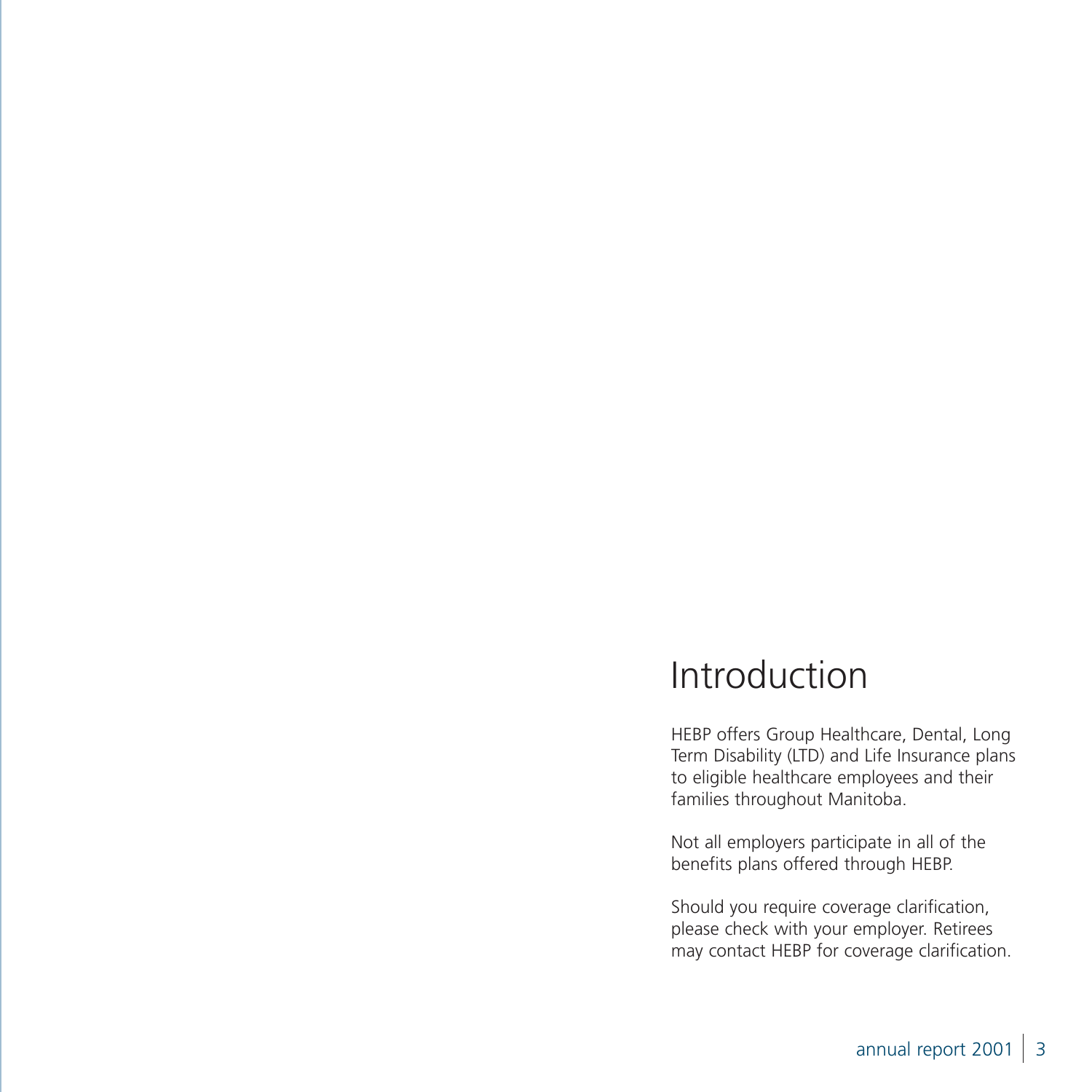# Introduction

HEBP offers Group Healthcare, Dental, Long Term Disability (LTD) and Life Insurance plans to eligible healthcare employees and their families throughout Manitoba.

Not all employers participate in all of the benefits plans offered through HEBP.

Should you require coverage clarification, please check with your employer. Retirees may contact HEBP for coverage clarification.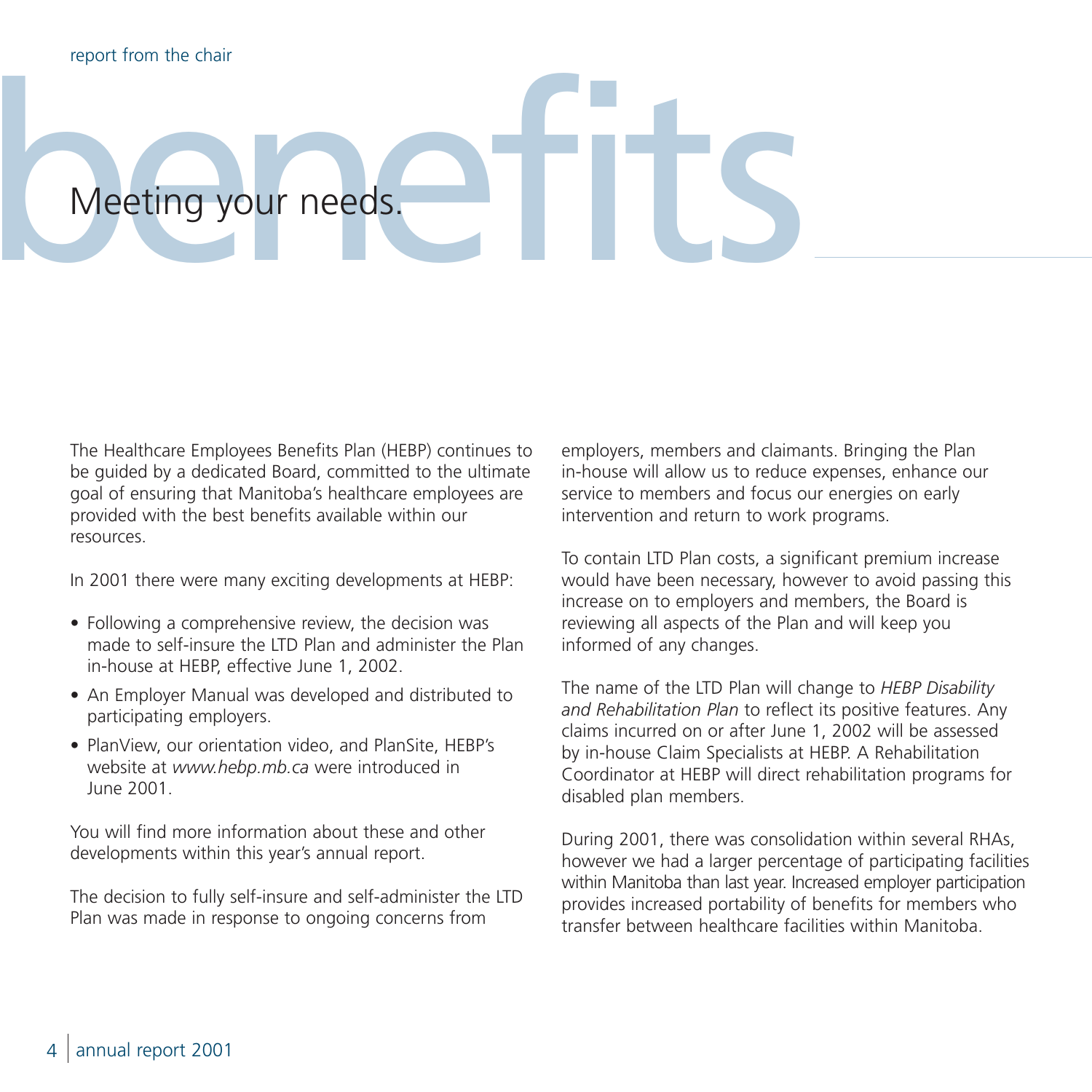report from the chair

# benefits

## Meeting your needs.

The Healthcare Employees Benefits Plan (HEBP) continues to be guided by a dedicated Board, committed to the ultimate goal of ensuring that Manitoba's healthcare employees are provided with the best benefits available within our resources.

In 2001 there were many exciting developments at HEBP:

- Following a comprehensive review, the decision was made to self-insure the LTD Plan and administer the Plan in-house at HEBP, effective June 1, 2002.
- An Employer Manual was developed and distributed to participating employers.
- PlanView, our orientation video, and PlanSite, HEBP's website at *www.hebp.mb.ca* were introduced in June 2001.

You will find more information about these and other developments within this year's annual report.

The decision to fully self-insure and self-administer the LTD Plan was made in response to ongoing concerns from employers, members and claimants. Bringing the Plan in-house will allow us to reduce expenses, enhance our service to members and focus our energies on early intervention and return to work programs.

To contain LTD Plan costs, a significant premium increase would have been necessary, however to avoid passing this increase on to employers and members, the Board is reviewing all aspects of the Plan and will keep you informed of any changes.

The name of the LTD Plan will change to *HEBP Disability and Rehabilitation Plan* to reflect its positive features. Any claims incurred on or after June 1, 2002 will be assessed by in-house Claim Specialists at HEBP. A Rehabilitation Coordinator at HEBP will direct rehabilitation programs for disabled plan members.

During 2001, there was consolidation within several RHAs, however we had a larger percentage of participating facilities within Manitoba than last year. Increased employer participation provides increased portability of benefits for members who transfer between healthcare facilities within Manitoba.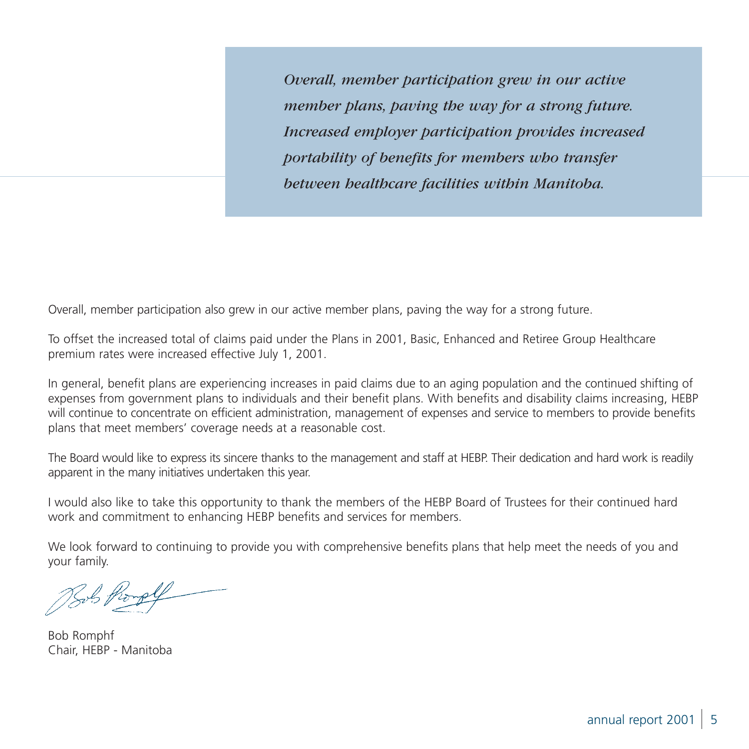*Overall, member participation grew in our active member plans, paving the way for a strong future. Increased employer participation provides increased portability of benefits for members who transfer between healthcare facilities within Manitoba.*

Overall, member participation also grew in our active member plans, paving the way for a strong future.

To offset the increased total of claims paid under the Plans in 2001, Basic, Enhanced and Retiree Group Healthcare premium rates were increased effective July 1, 2001.

In general, benefit plans are experiencing increases in paid claims due to an aging population and the continued shifting of expenses from government plans to individuals and their benefit plans. With benefits and disability claims increasing, HEBP will continue to concentrate on efficient administration, management of expenses and service to members to provide benefits plans that meet members' coverage needs at a reasonable cost.

The Board would like to express its sincere thanks to the management and staff at HEBP. Their dedication and hard work is readily apparent in the many initiatives undertaken this year.

I would also like to take this opportunity to thank the members of the HEBP Board of Trustees for their continued hard work and commitment to enhancing HEBP benefits and services for members.

We look forward to continuing to provide you with comprehensive benefits plans that help meet the needs of you and your family.

Bob Romphf
Chair, HEBP - Manitoba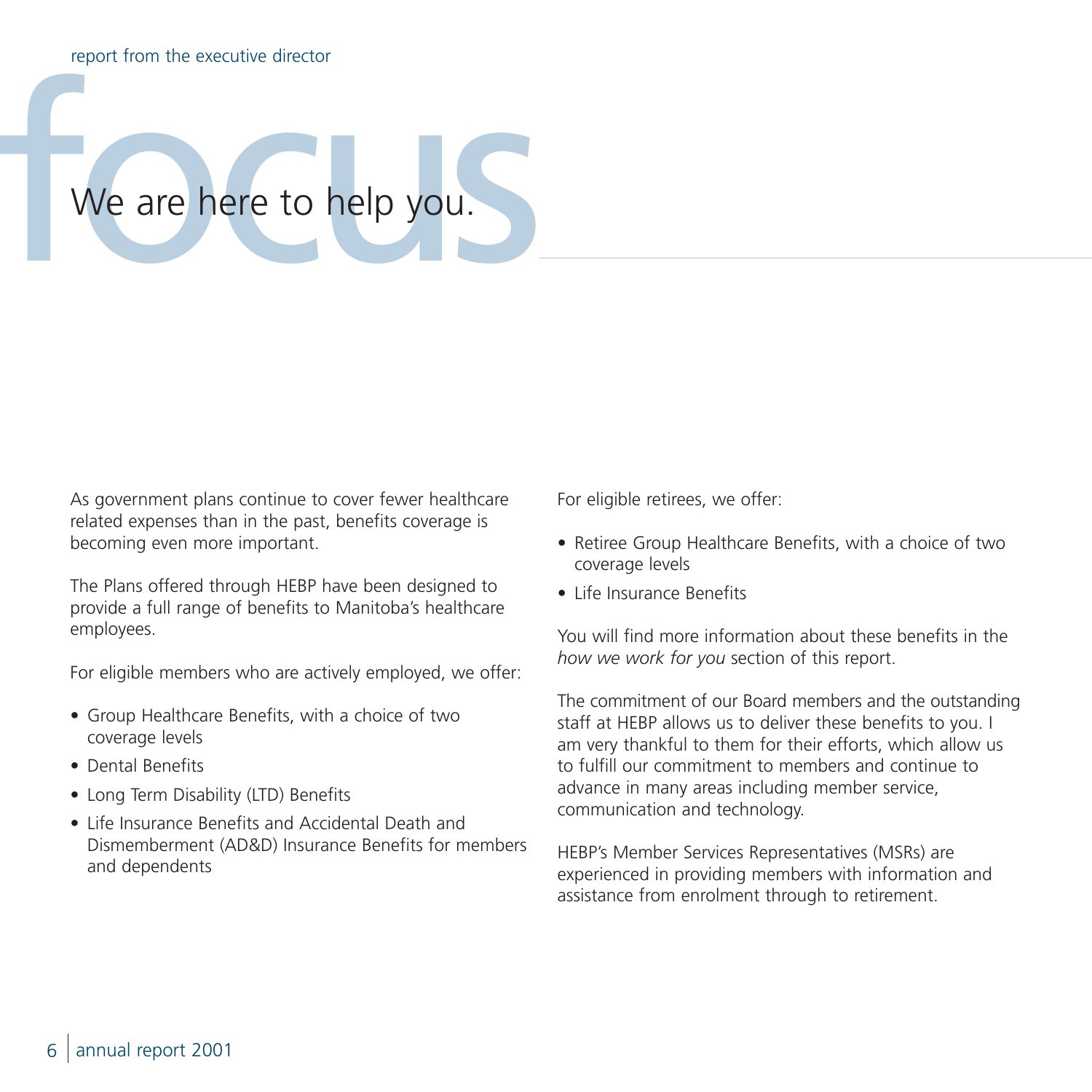report from the executive director

# focus

## We are here to help you.

As government plans continue to cover fewer healthcare related expenses than in the past, benefits coverage is becoming even more important.

The Plans offered through HEBP have been designed to provide a full range of benefits to Manitoba's healthcare employees.

For eligible members who are actively employed, we offer:

- Group Healthcare Benefits, with a choice of two coverage levels
- Dental Benefits
- Long Term Disability (LTD) Benefits
- Life Insurance Benefits and Accidental Death and Dismemberment (AD&D) Insurance Benefits for members and dependents

For eligible retirees, we offer:

- Retiree Group Healthcare Benefits, with a choice of two coverage levels
- Life Insurance Benefits

You will find more information about these benefits in the *how we work for you* section of this report.

The commitment of our Board members and the outstanding staff at HEBP allows us to deliver these benefits to you. I am very thankful to them for their efforts, which allow us to fulfill our commitment to members and continue to advance in many areas including member service, communication and technology.

HEBP's Member Services Representatives (MSRs) are experienced in providing members with information and assistance from enrolment through to retirement.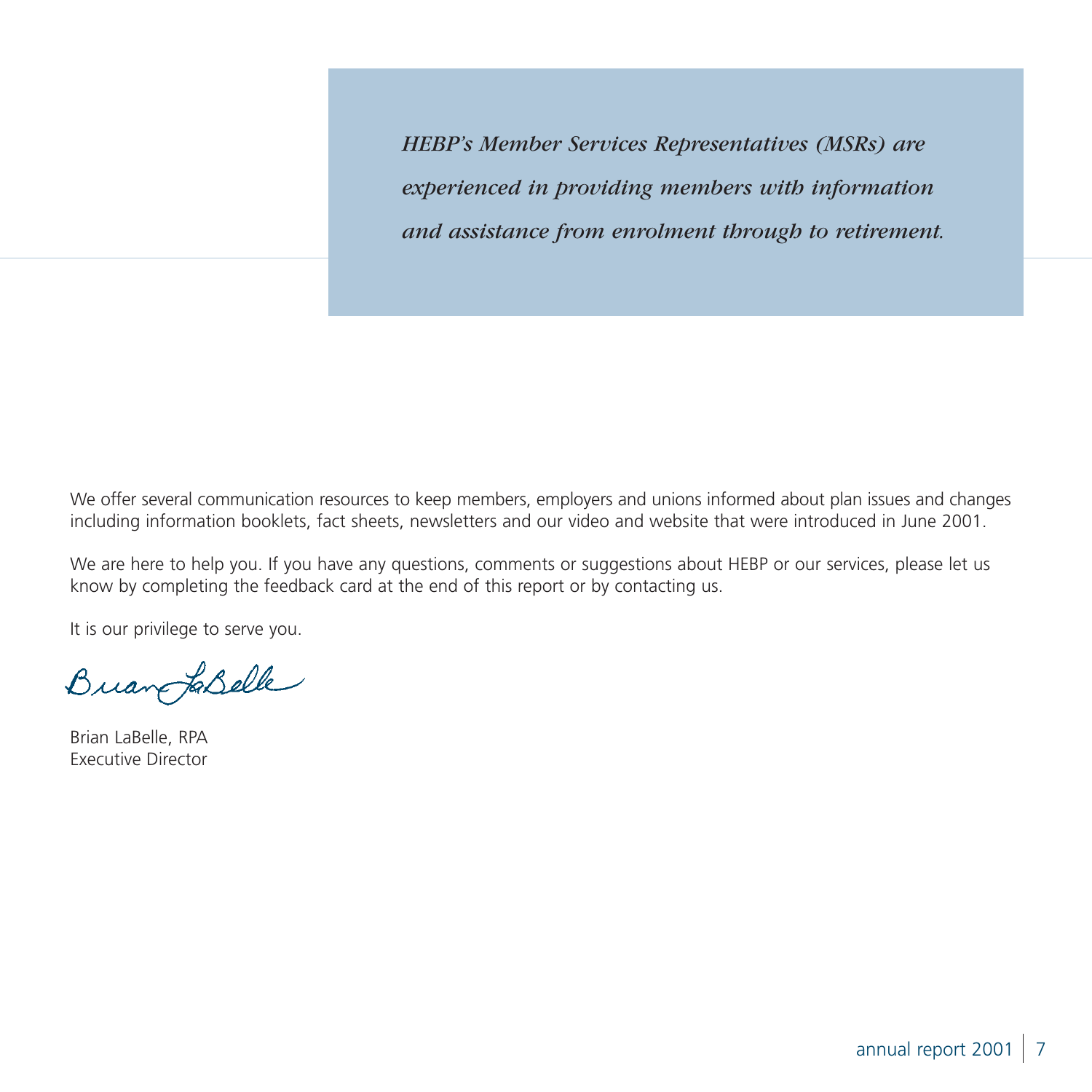*HEBP's Member Services Representatives (MSRs) are experienced in providing members with information and assistance from enrolment through to retirement.*

We offer several communication resources to keep members, employers and unions informed about plan issues and changes including information booklets, fact sheets, newsletters and our video and website that were introduced in June 2001.

We are here to help you. If you have any questions, comments or suggestions about HEBP or our services, please let us know by completing the feedback card at the end of this report or by contacting us.

It is our privilege to serve you.

Brian LaBelle, RPA
Executive Director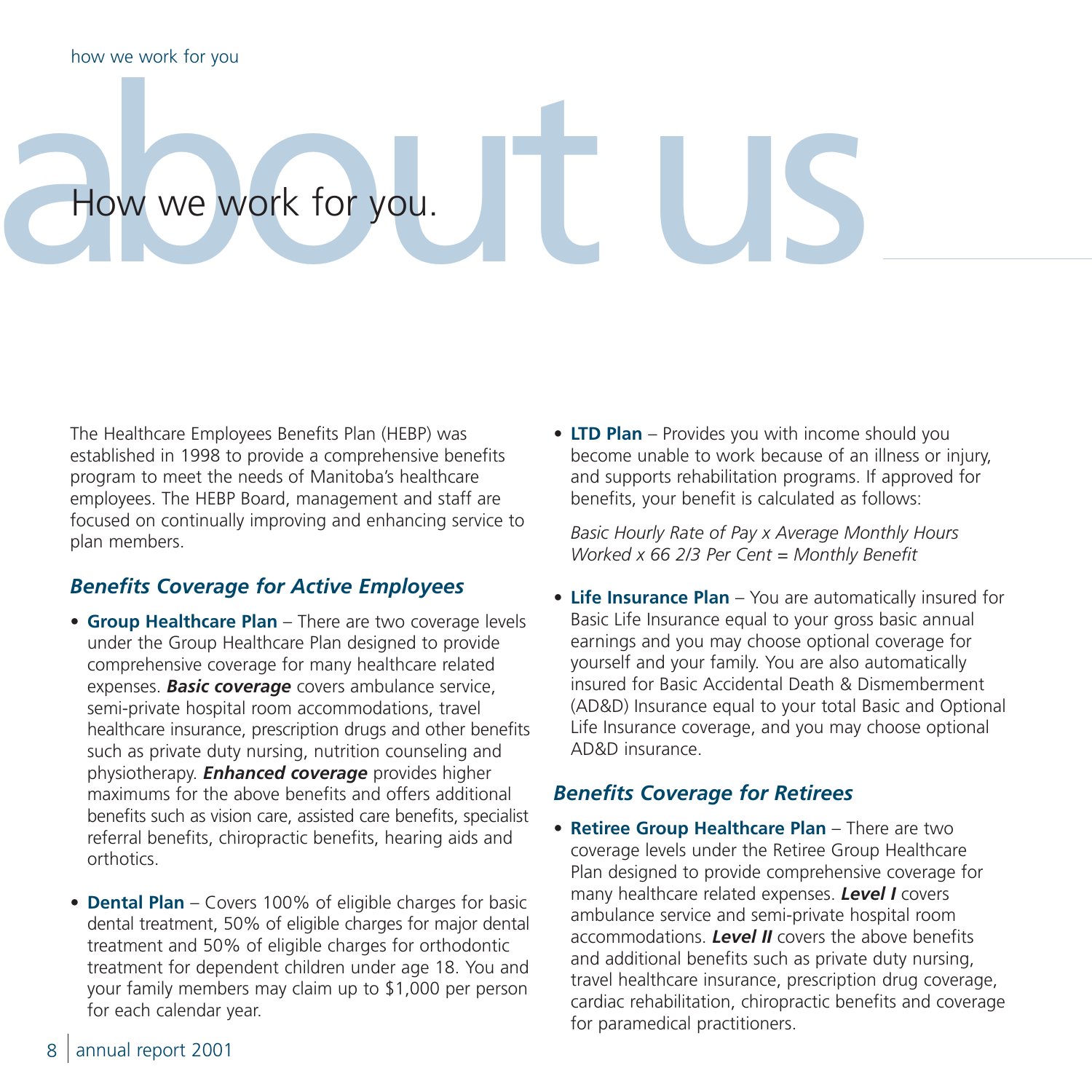# about us

## How we work for you.

The Healthcare Employees Benefits Plan (HEBP) was established in 1998 to provide a comprehensive benefits program to meet the needs of Manitoba's healthcare employees. The HEBP Board, management and staff are focused on continually improving and enhancing service to plan members.

### *Benefits Coverage for Active Employees*

- **Group Healthcare Plan** – There are two coverage levels under the Group Healthcare Plan designed to provide comprehensive coverage for many healthcare related expenses. ***Basic coverage*** covers ambulance service, semi-private hospital room accommodations, travel healthcare insurance, prescription drugs and other benefits such as private duty nursing, nutrition counseling and physiotherapy. ***Enhanced coverage*** provides higher maximums for the above benefits and offers additional benefits such as vision care, assisted care benefits, specialist referral benefits, chiropractic benefits, hearing aids and orthotics.

- **Dental Plan** – Covers 100% of eligible charges for basic dental treatment, 50% of eligible charges for major dental treatment and 50% of eligible charges for orthodontic treatment for dependent children under age 18. You and your family members may claim up to $1,000 per person for each calendar year.

- **LTD Plan** – Provides you with income should you become unable to work because of an illness or injury, and supports rehabilitation programs. If approved for benefits, your benefit is calculated as follows:

  *Basic Hourly Rate of Pay x Average Monthly Hours Worked x 66 2/3 Per Cent = Monthly Benefit*

- **Life Insurance Plan** – You are automatically insured for Basic Life Insurance equal to your gross basic annual earnings and you may choose optional coverage for yourself and your family. You are also automatically insured for Basic Accidental Death & Dismemberment (AD&D) Insurance equal to your total Basic and Optional Life Insurance coverage, and you may choose optional AD&D insurance.

### *Benefits Coverage for Retirees*

- **Retiree Group Healthcare Plan** – There are two coverage levels under the Retiree Group Healthcare Plan designed to provide comprehensive coverage for many healthcare related expenses. ***Level I*** covers ambulance service and semi-private hospital room accommodations. ***Level II*** covers the above benefits and additional benefits such as private duty nursing, travel healthcare insurance, prescription drug coverage, cardiac rehabilitation, chiropractic benefits and coverage for paramedical practitioners.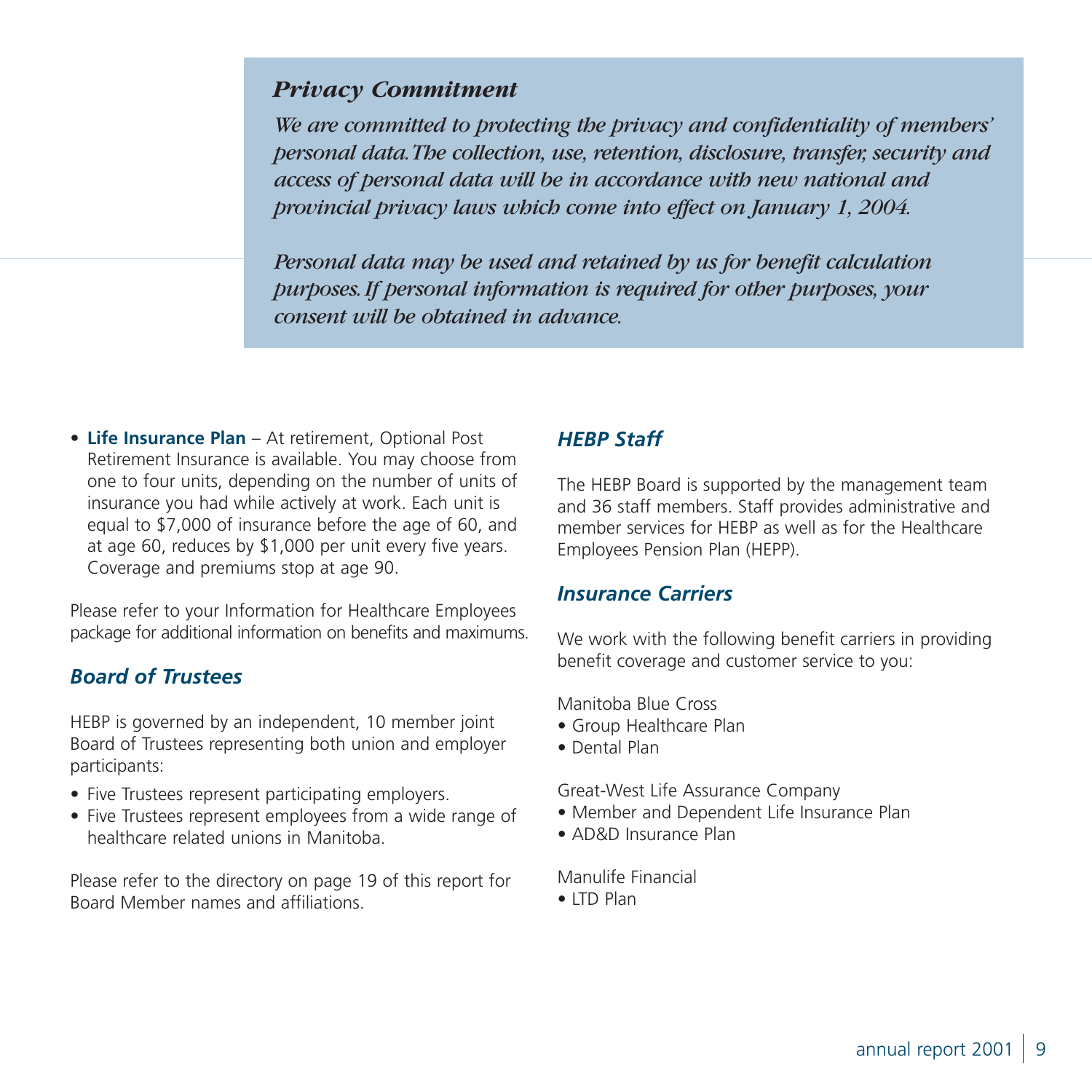### *Privacy Commitment*

*We are committed to protecting the privacy and confidentiality of members' personal data. The collection, use, retention, disclosure, transfer, security and access of personal data will be in accordance with new national and provincial privacy laws which come into effect on January 1, 2004.*

*Personal data may be used and retained by us for benefit calculation purposes. If personal information is required for other purposes, your consent will be obtained in advance.*

- **Life Insurance Plan** – At retirement, Optional Post Retirement Insurance is available. You may choose from one to four units, depending on the number of units of insurance you had while actively at work. Each unit is equal to $7,000 of insurance before the age of 60, and at age 60, reduces by $1,000 per unit every five years. Coverage and premiums stop at age 90.

Please refer to your Information for Healthcare Employees package for additional information on benefits and maximums.

## *Board of Trustees*

HEBP is governed by an independent, 10 member joint Board of Trustees representing both union and employer participants:

- Five Trustees represent participating employers.
- Five Trustees represent employees from a wide range of healthcare related unions in Manitoba.

Please refer to the directory on page 19 of this report for Board Member names and affiliations.

## *HEBP Staff*

The HEBP Board is supported by the management team and 36 staff members. Staff provides administrative and member services for HEBP as well as for the Healthcare Employees Pension Plan (HEPP).

## *Insurance Carriers*

We work with the following benefit carriers in providing benefit coverage and customer service to you:

Manitoba Blue Cross
- Group Healthcare Plan
- Dental Plan

Great-West Life Assurance Company
- Member and Dependent Life Insurance Plan
- AD&D Insurance Plan

Manulife Financial
- LTD Plan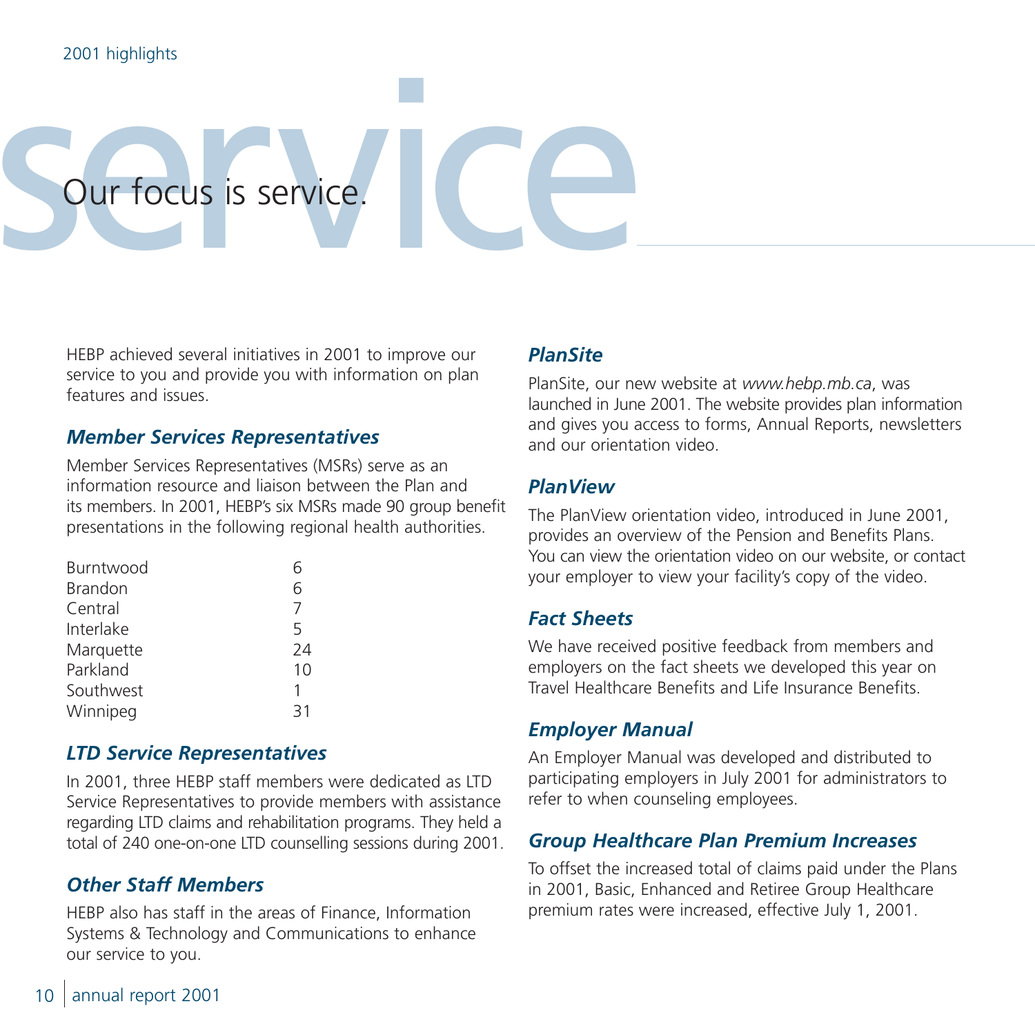2001 highlights

# Our focus is service.

HEBP achieved several initiatives in 2001 to improve our service to you and provide you with information on plan features and issues.

### *Member Services Representatives*

Member Services Representatives (MSRs) serve as an information resource and liaison between the Plan and its members. In 2001, HEBP's six MSRs made 90 group benefit presentations in the following regional health authorities.

| | |
|---|---|
| Burntwood | 6 |
| Brandon | 6 |
| Central | 7 |
| Interlake | 5 |
| Marquette | 24 |
| Parkland | 10 |
| Southwest | 1 |
| Winnipeg | 31 |

### *LTD Service Representatives*

In 2001, three HEBP staff members were dedicated as LTD Service Representatives to provide members with assistance regarding LTD claims and rehabilitation programs. They held a total of 240 one-on-one LTD counselling sessions during 2001.

### *Other Staff Members*

HEBP also has staff in the areas of Finance, Information Systems & Technology and Communications to enhance our service to you.

### *PlanSite*

PlanSite, our new website at *www.hebp.mb.ca*, was launched in June 2001. The website provides plan information and gives you access to forms, Annual Reports, newsletters and our orientation video.

### *PlanView*

The PlanView orientation video, introduced in June 2001, provides an overview of the Pension and Benefits Plans. You can view the orientation video on our website, or contact your employer to view your facility's copy of the video.

### *Fact Sheets*

We have received positive feedback from members and employers on the fact sheets we developed this year on Travel Healthcare Benefits and Life Insurance Benefits.

### *Employer Manual*

An Employer Manual was developed and distributed to participating employers in July 2001 for administrators to refer to when counseling employees.

### *Group Healthcare Plan Premium Increases*

To offset the increased total of claims paid under the Plans in 2001, Basic, Enhanced and Retiree Group Healthcare premium rates were increased, effective July 1, 2001.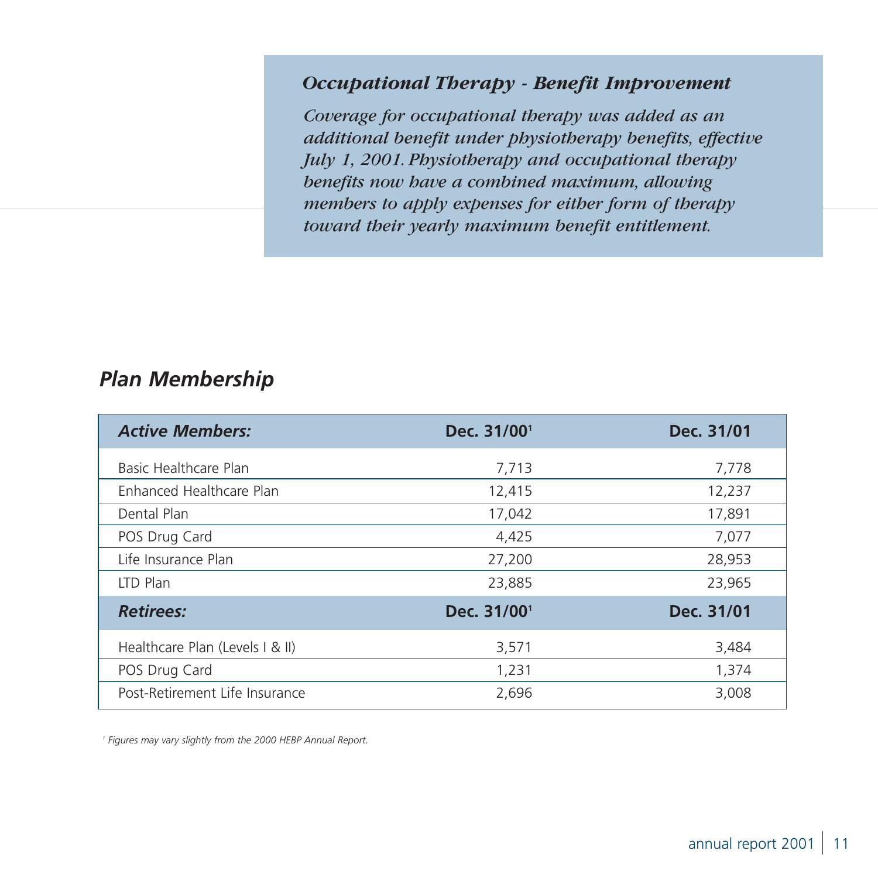### *Occupational Therapy - Benefit Improvement*

*Coverage for occupational therapy was added as an additional benefit under physiotherapy benefits, effective July 1, 2001. Physiotherapy and occupational therapy benefits now have a combined maximum, allowing members to apply expenses for either form of therapy toward their yearly maximum benefit entitlement.*

## *Plan Membership*

| *Active Members:* | Dec. 31/00[1] | Dec. 31/01 |
|---|---|---|
| Basic Healthcare Plan | 7,713 | 7,778 |
| Enhanced Healthcare Plan | 12,415 | 12,237 |
| Dental Plan | 17,042 | 17,891 |
| POS Drug Card | 4,425 | 7,077 |
| Life Insurance Plan | 27,200 | 28,953 |
| LTD Plan | 23,885 | 23,965 |
| ***Retirees:*** | **Dec. 31/00[1]** | **Dec. 31/01** |
| Healthcare Plan (Levels I & II) | 3,571 | 3,484 |
| POS Drug Card | 1,231 | 1,374 |
| Post-Retirement Life Insurance | 2,696 | 3,008 |

[1] *Figures may vary slightly from the 2000 HEBP Annual Report.*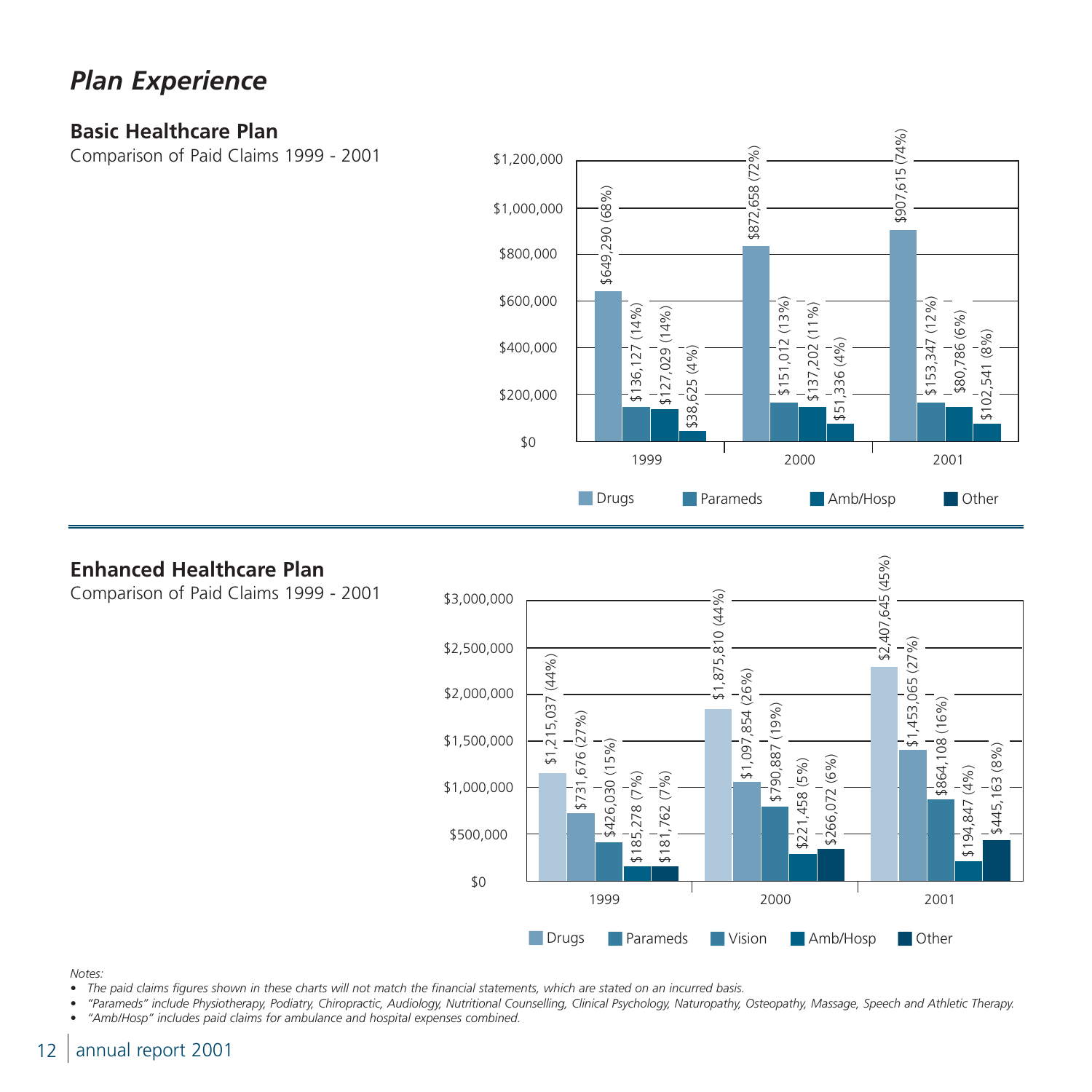# *Plan Experience*

## Basic Healthcare Plan

Comparison of Paid Claims 1999 - 2001

| Year | Drugs | Parameds | Amb/Hosp | Other |
|---|---|---|---|---|
| 1999 | $649,290 (68%) | $136,127 (14%) | $127,029 (14%) | $38,625 (4%) |
| 2000 | $872,658 (72%) | $151,012 (13%) | $137,202 (11%) | $51,336 (4%) |
| 2001 | $907,615 (74%) | $153,347 (12%) | $80,786 (6%) | $102,541 (8%) |

## Enhanced Healthcare Plan

Comparison of Paid Claims 1999 - 2001

| Year | Drugs | Parameds | Vision | Amb/Hosp | Other |
|---|---|---|---|---|---|
| 1999 | $1,215,037 (44%) | $731,676 (27%) | $426,030 (15%) | $185,278 (7%) | $181,762 (7%) |
| 2000 | $1,875,810 (44%) | $1,097,854 (26%) | $790,887 (19%) | $221,458 (5%) | $266,072 (6%) |
| 2001 | $2,407,645 (45%) | $1,453,065 (27%) | $864,108 (16%) | $194,847 (4%) | $445,163 (8%) |

*Notes:*

- *The paid claims figures shown in these charts will not match the financial statements, which are stated on an incurred basis.*
- *"Parameds" include Physiotherapy, Podiatry, Chiropractic, Audiology, Nutritional Counselling, Clinical Psychology, Naturopathy, Osteopathy, Massage, Speech and Athletic Therapy.*
- *"Amb/Hosp" includes paid claims for ambulance and hospital expenses combined.*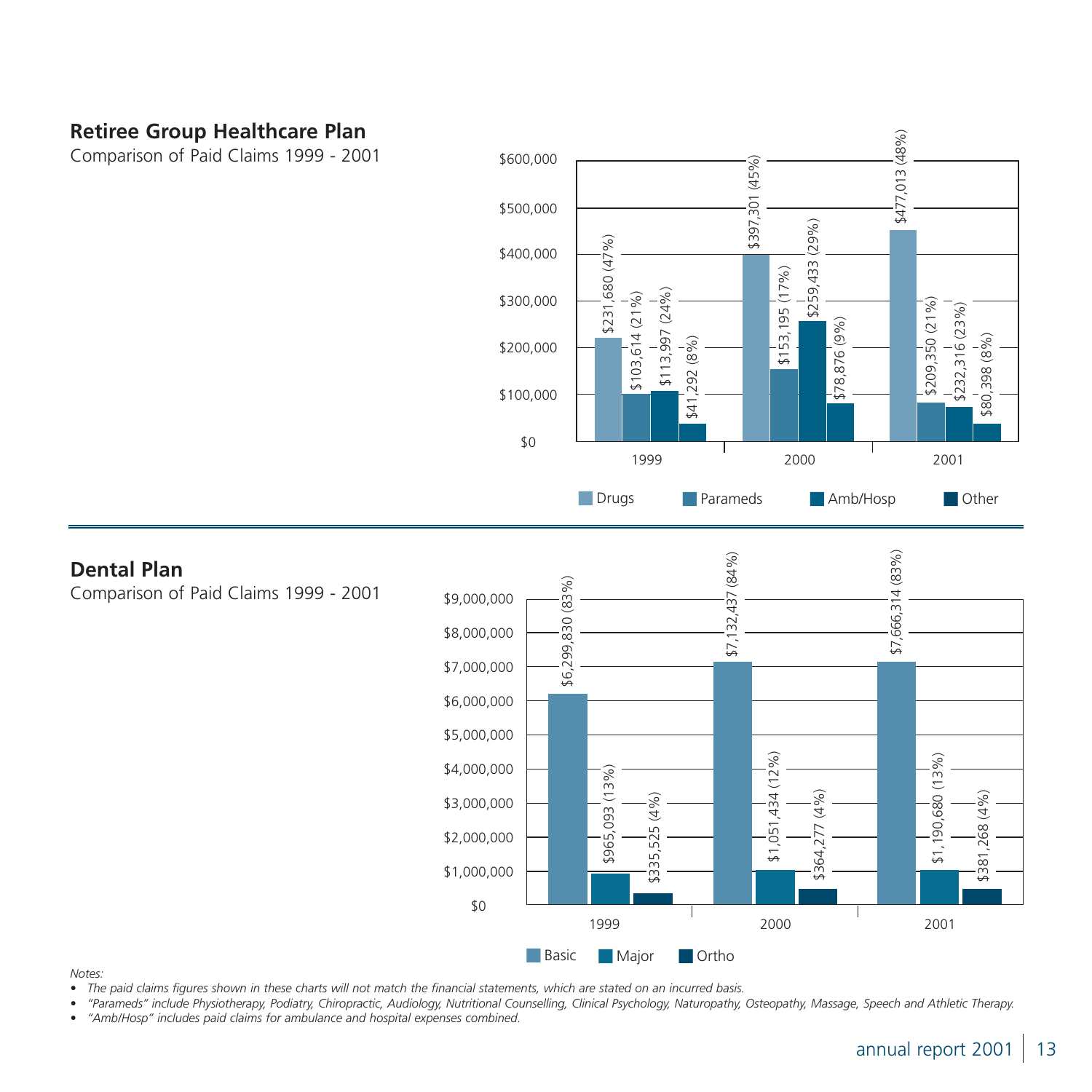## Retiree Group Healthcare Plan

Comparison of Paid Claims 1999 - 2001

| Year | Drugs | Parameds | Amb/Hosp | Other |
|---|---|---|---|---|
| 1999 | $231,680 (47%) | $103,614 (21%) | $113,997 (24%) | $41,292 (8%) |
| 2000 | $397,301 (45%) | $153,195 (17%) | $259,433 (29%) | $78,876 (9%) |
| 2001 | $477,013 (48%) | $209,350 (21%) | $232,316 (23%) | $80,398 (8%) |

## Dental Plan

Comparison of Paid Claims 1999 - 2001

| Year | Basic | Major | Ortho |
|---|---|---|---|
| 1999 | $6,299,830 (83%) | $965,093 (13%) | $335,525 (4%) |
| 2000 | $7,132,437 (84%) | $1,051,434 (12%) | $364,277 (4%) |
| 2001 | $7,666,314 (83%) | $1,190,680 (13%) | $381,268 (4%) |

*Notes:*

- *The paid claims figures shown in these charts will not match the financial statements, which are stated on an incurred basis.*
- *"Parameds" include Physiotherapy, Podiatry, Chiropractic, Audiology, Nutritional Counselling, Clinical Psychology, Naturopathy, Osteopathy, Massage, Speech and Athletic Therapy.*
- *"Amb/Hosp" includes paid claims for ambulance and hospital expenses combined.*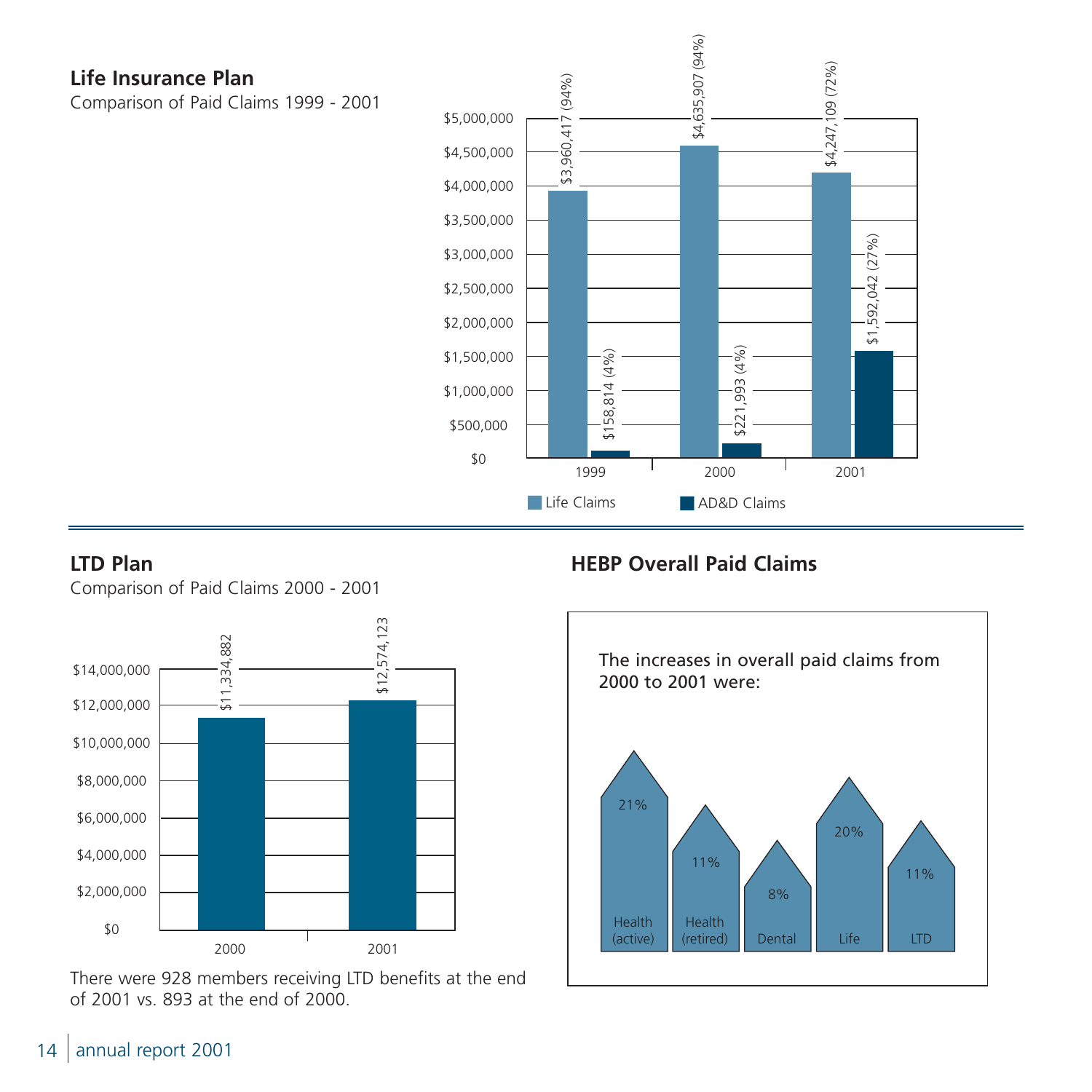## Life Insurance Plan

Comparison of Paid Claims 1999 - 2001

| Year | Life Claims | AD&D Claims |
|---|---|---|
| 1999 | $3,960,417 (94%) | $158,814 (4%) |
| 2000 | $4,635,907 (94%) | $221,993 (4%) |
| 2001 | $4,247,109 (72%) | $1,592,042 (27%) |

## LTD Plan

Comparison of Paid Claims 2000 - 2001

| Year | Paid Claims |
|---|---|
| 2000 | $11,334,882 |
| 2001 | $12,574,123 |

There were 928 members receiving LTD benefits at the end of 2001 vs. 893 at the end of 2000.

## HEBP Overall Paid Claims

The increases in overall paid claims from 2000 to 2001 were:

| Health (active) | Health (retired) | Dental | Life | LTD |
|---|---|---|---|---|
| 21% | 11% | 8% | 20% | 11% |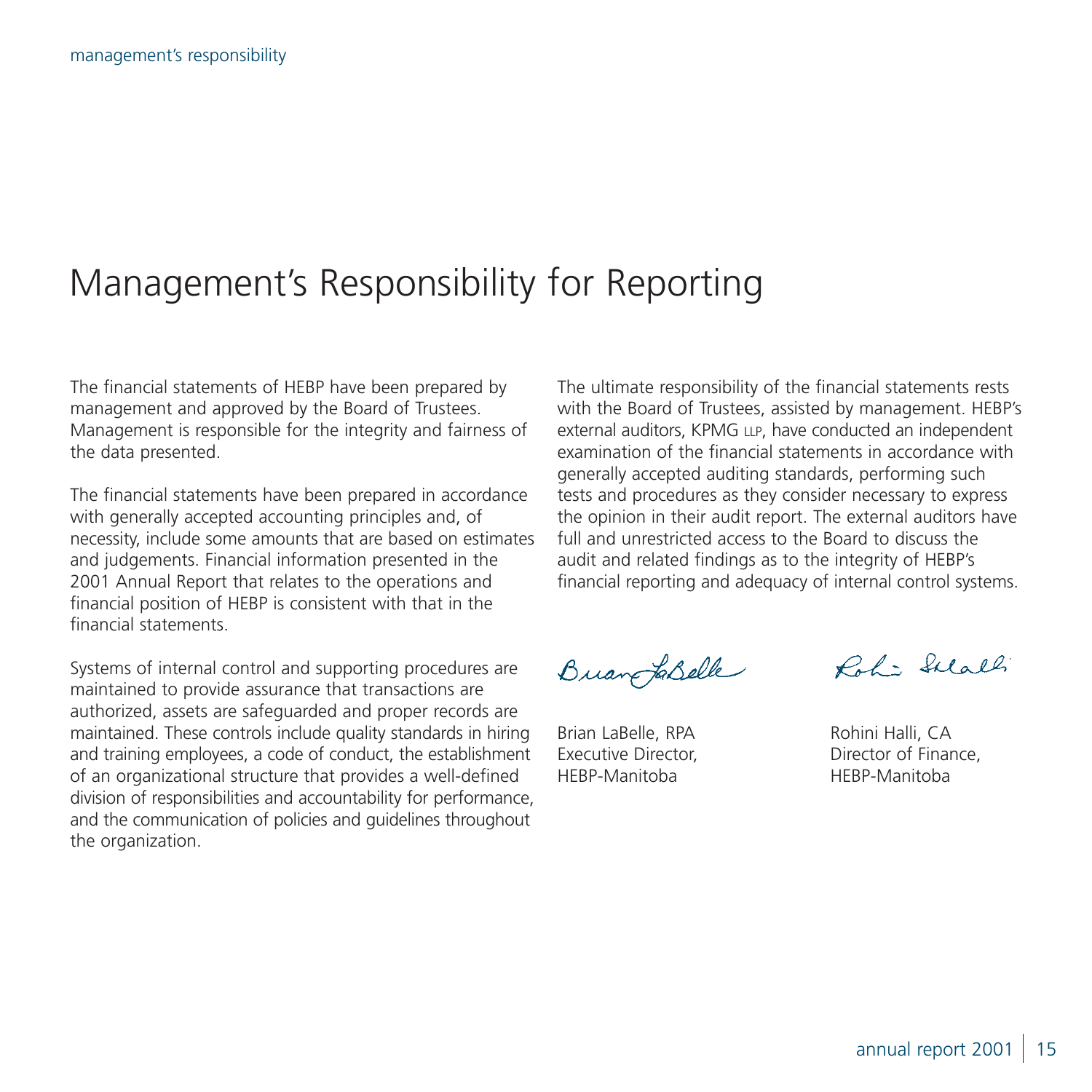# Management's Responsibility for Reporting

The financial statements of HEBP have been prepared by management and approved by the Board of Trustees. Management is responsible for the integrity and fairness of the data presented.

The financial statements have been prepared in accordance with generally accepted accounting principles and, of necessity, include some amounts that are based on estimates and judgements. Financial information presented in the 2001 Annual Report that relates to the operations and financial position of HEBP is consistent with that in the financial statements.

Systems of internal control and supporting procedures are maintained to provide assurance that transactions are authorized, assets are safeguarded and proper records are maintained. These controls include quality standards in hiring and training employees, a code of conduct, the establishment of an organizational structure that provides a well-defined division of responsibilities and accountability for performance, and the communication of policies and guidelines throughout the organization.

The ultimate responsibility of the financial statements rests with the Board of Trustees, assisted by management. HEBP's external auditors, KPMG LLP, have conducted an independent examination of the financial statements in accordance with generally accepted auditing standards, performing such tests and procedures as they consider necessary to express the opinion in their audit report. The external auditors have full and unrestricted access to the Board to discuss the audit and related findings as to the integrity of HEBP's financial reporting and adequacy of internal control systems.

Brian LaBelle, RPA
Executive Director,
HEBP-Manitoba

Rohini Halli, CA
Director of Finance,
HEBP-Manitoba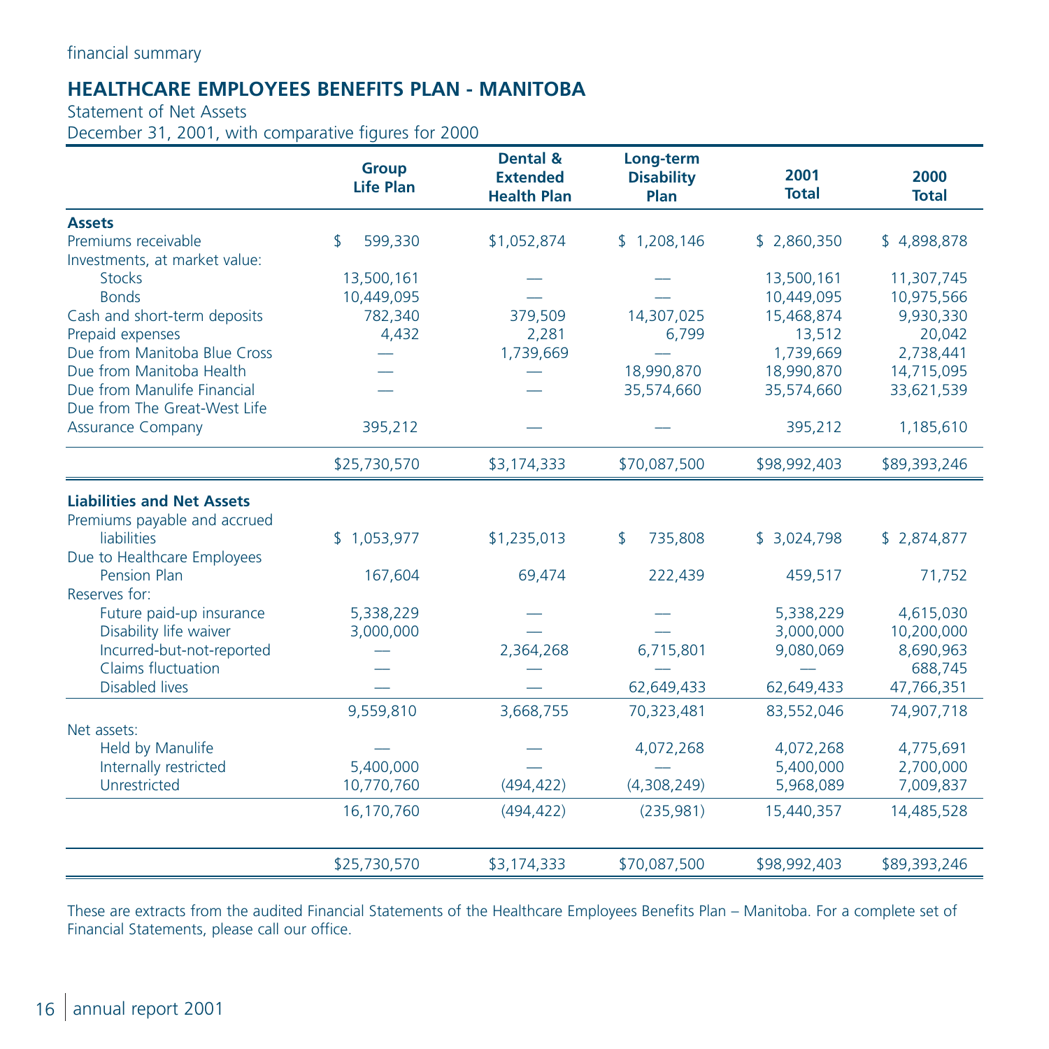financial summary

## HEALTHCARE EMPLOYEES BENEFITS PLAN - MANITOBA

Statement of Net Assets
December 31, 2001, with comparative figures for 2000

| | Group Life Plan | Dental & Extended Health Plan | Long-term Disability Plan | 2001 Total | 2000 Total |
|---|---|---|---|---|---|
| **Assets** | | | | | |
| Premiums receivable | $ 599,330 | $1,052,874 | $ 1,208,146 | $ 2,860,350 | $ 4,898,878 |
| Investments, at market value: | | | | | |
| Stocks | 13,500,161 | — | — | 13,500,161 | 11,307,745 |
| Bonds | 10,449,095 | — | — | 10,449,095 | 10,975,566 |
| Cash and short-term deposits | 782,340 | 379,509 | 14,307,025 | 15,468,874 | 9,930,330 |
| Prepaid expenses | 4,432 | 2,281 | 6,799 | 13,512 | 20,042 |
| Due from Manitoba Blue Cross | — | 1,739,669 | — | 1,739,669 | 2,738,441 |
| Due from Manitoba Health | — | — | 18,990,870 | 18,990,870 | 14,715,095 |
| Due from Manulife Financial | — | — | 35,574,660 | 35,574,660 | 33,621,539 |
| Due from The Great-West Life Assurance Company | 395,212 | — | — | 395,212 | 1,185,610 |
| | $25,730,570 | $3,174,333 | $70,087,500 | $98,992,403 | $89,393,246 |
| **Liabilities and Net Assets** | | | | | |
| Premiums payable and accrued liabilities | $ 1,053,977 | $1,235,013 | $ 735,808 | $ 3,024,798 | $ 2,874,877 |
| Due to Healthcare Employees Pension Plan | 167,604 | 69,474 | 222,439 | 459,517 | 71,752 |
| Reserves for: | | | | | |
| Future paid-up insurance | 5,338,229 | — | — | 5,338,229 | 4,615,030 |
| Disability life waiver | 3,000,000 | — | — | 3,000,000 | 10,200,000 |
| Incurred-but-not-reported | — | 2,364,268 | 6,715,801 | 9,080,069 | 8,690,963 |
| Claims fluctuation | — | — | — | — | 688,745 |
| Disabled lives | — | — | 62,649,433 | 62,649,433 | 47,766,351 |
| | 9,559,810 | 3,668,755 | 70,323,481 | 83,552,046 | 74,907,718 |
| Net assets: | | | | | |
| Held by Manulife | — | — | 4,072,268 | 4,072,268 | 4,775,691 |
| Internally restricted | 5,400,000 | — | — | 5,400,000 | 2,700,000 |
| Unrestricted | 10,770,760 | (494,422) | (4,308,249) | 5,968,089 | 7,009,837 |
| | 16,170,760 | (494,422) | (235,981) | 15,440,357 | 14,485,528 |
| | $25,730,570 | $3,174,333 | $70,087,500 | $98,992,403 | $89,393,246 |

These are extracts from the audited Financial Statements of the Healthcare Employees Benefits Plan – Manitoba. For a complete set of Financial Statements, please call our office.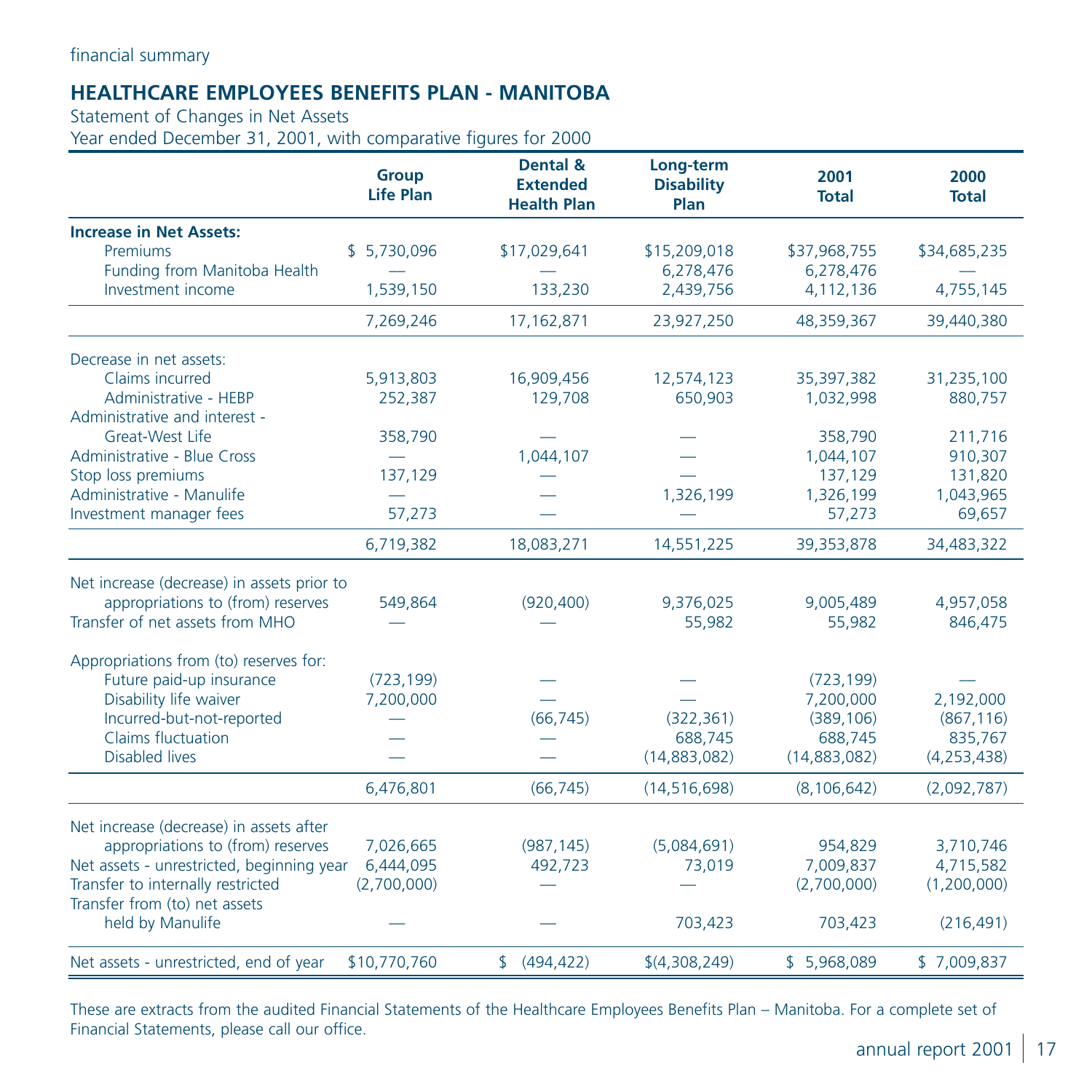financial summary

## HEALTHCARE EMPLOYEES BENEFITS PLAN - MANITOBA

Statement of Changes in Net Assets
Year ended December 31, 2001, with comparative figures for 2000

| | Group Life Plan | Dental & Extended Health Plan | Long-term Disability Plan | 2001 Total | 2000 Total |
|---|---|---|---|---|---|
| **Increase in Net Assets:** | | | | | |
| Premiums | $ 5,730,096 | $17,029,641 | $15,209,018 | $37,968,755 | $34,685,235 |
| Funding from Manitoba Health | — | — | 6,278,476 | 6,278,476 | — |
| Investment income | 1,539,150 | 133,230 | 2,439,756 | 4,112,136 | 4,755,145 |
| | 7,269,246 | 17,162,871 | 23,927,250 | 48,359,367 | 39,440,380 |
| Decrease in net assets: | | | | | |
| Claims incurred | 5,913,803 | 16,909,456 | 12,574,123 | 35,397,382 | 31,235,100 |
| Administrative - HEBP | 252,387 | 129,708 | 650,903 | 1,032,998 | 880,757 |
| Administrative and interest - Great-West Life | 358,790 | — | — | 358,790 | 211,716 |
| Administrative - Blue Cross | — | 1,044,107 | — | 1,044,107 | 910,307 |
| Stop loss premiums | 137,129 | — | — | 137,129 | 131,820 |
| Administrative - Manulife | — | — | 1,326,199 | 1,326,199 | 1,043,965 |
| Investment manager fees | 57,273 | — | — | 57,273 | 69,657 |
| | 6,719,382 | 18,083,271 | 14,551,225 | 39,353,878 | 34,483,322 |
| Net increase (decrease) in assets prior to appropriations to (from) reserves | 549,864 | (920,400) | 9,376,025 | 9,005,489 | 4,957,058 |
| Transfer of net assets from MHO | — | — | 55,982 | 55,982 | 846,475 |
| Appropriations from (to) reserves for: | | | | | |
| Future paid-up insurance | (723,199) | — | — | (723,199) | — |
| Disability life waiver | 7,200,000 | — | — | 7,200,000 | 2,192,000 |
| Incurred-but-not-reported | — | (66,745) | (322,361) | (389,106) | (867,116) |
| Claims fluctuation | — | — | 688,745 | 688,745 | 835,767 |
| Disabled lives | — | — | (14,883,082) | (14,883,082) | (4,253,438) |
| | 6,476,801 | (66,745) | (14,516,698) | (8,106,642) | (2,092,787) |
| Net increase (decrease) in assets after appropriations to (from) reserves | 7,026,665 | (987,145) | (5,084,691) | 954,829 | 3,710,746 |
| Net assets - unrestricted, beginning year | 6,444,095 | 492,723 | 73,019 | 7,009,837 | 4,715,582 |
| Transfer to internally restricted | (2,700,000) | — | — | (2,700,000) | (1,200,000) |
| Transfer from (to) net assets held by Manulife | — | — | 703,423 | 703,423 | (216,491) |
| Net assets - unrestricted, end of year | $10,770,760 | $ (494,422) | $(4,308,249) | $ 5,968,089 | $ 7,009,837 |

These are extracts from the audited Financial Statements of the Healthcare Employees Benefits Plan – Manitoba. For a complete set of Financial Statements, please call our office.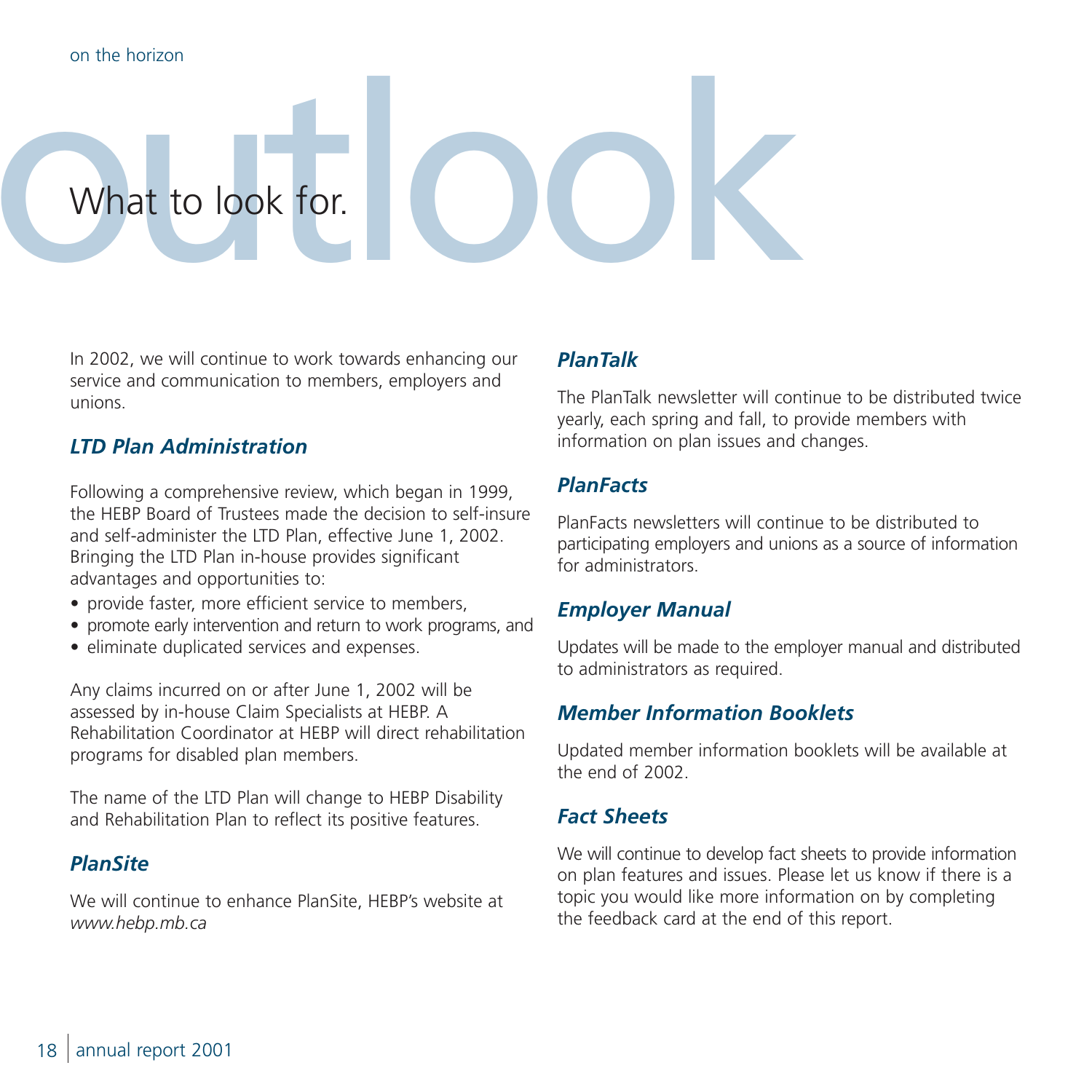on the horizon

# outlook

## What to look for.

In 2002, we will continue to work towards enhancing our service and communication to members, employers and unions.

### *LTD Plan Administration*

Following a comprehensive review, which began in 1999, the HEBP Board of Trustees made the decision to self-insure and self-administer the LTD Plan, effective June 1, 2002. Bringing the LTD Plan in-house provides significant advantages and opportunities to:

- provide faster, more efficient service to members,
- promote early intervention and return to work programs, and
- eliminate duplicated services and expenses.

Any claims incurred on or after June 1, 2002 will be assessed by in-house Claim Specialists at HEBP. A Rehabilitation Coordinator at HEBP will direct rehabilitation programs for disabled plan members.

The name of the LTD Plan will change to HEBP Disability and Rehabilitation Plan to reflect its positive features.

### *PlanSite*

We will continue to enhance PlanSite, HEBP's website at *www.hebp.mb.ca*

### *PlanTalk*

The PlanTalk newsletter will continue to be distributed twice yearly, each spring and fall, to provide members with information on plan issues and changes.

### *PlanFacts*

PlanFacts newsletters will continue to be distributed to participating employers and unions as a source of information for administrators.

### *Employer Manual*

Updates will be made to the employer manual and distributed to administrators as required.

### *Member Information Booklets*

Updated member information booklets will be available at the end of 2002.

### *Fact Sheets*

We will continue to develop fact sheets to provide information on plan features and issues. Please let us know if there is a topic you would like more information on by completing the feedback card at the end of this report.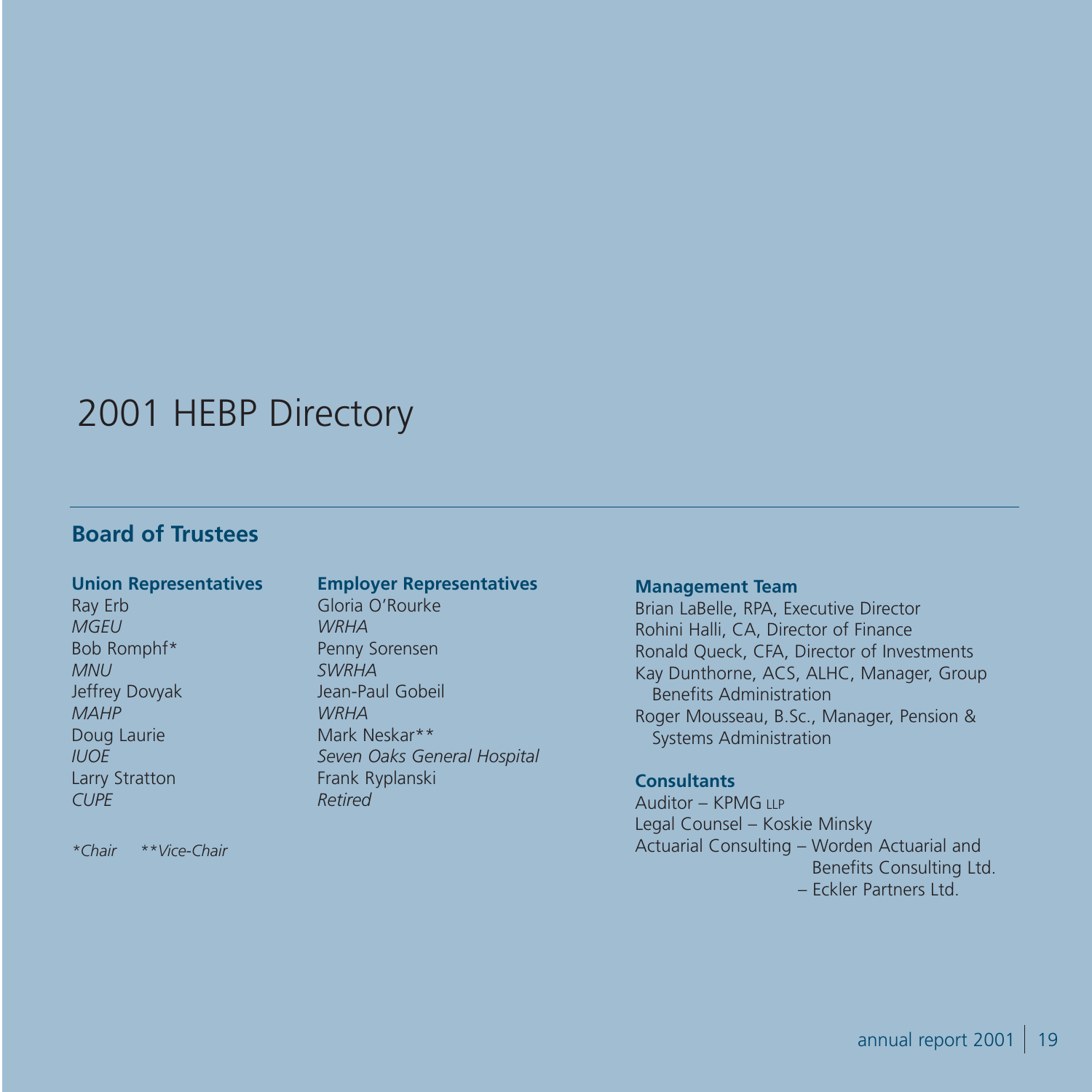# 2001 HEBP Directory

## Board of Trustees

### Union Representatives

Ray Erb
*MGEU*
Bob Romphf*
*MNU*
Jeffrey Dovyak
*MAHP*
Doug Laurie
*IUOE*
Larry Stratton
*CUPE*

### Employer Representatives

Gloria O'Rourke
*WRHA*
Penny Sorensen
*SWRHA*
Jean-Paul Gobeil
*WRHA*
Mark Neskar**
*Seven Oaks General Hospital*
Frank Ryplanski
*Retired*

*\*Chair \*\*Vice-Chair*

### Management Team

Brian LaBelle, RPA, Executive Director
Rohini Halli, CA, Director of Finance
Ronald Queck, CFA, Director of Investments
Kay Dunthorne, ACS, ALHC, Manager, Group Benefits Administration
Roger Mousseau, B.Sc., Manager, Pension & Systems Administration

### Consultants

Auditor – KPMG LLP
Legal Counsel – Koskie Minsky
Actuarial Consulting – Worden Actuarial and Benefits Consulting Ltd.
– Eckler Partners Ltd.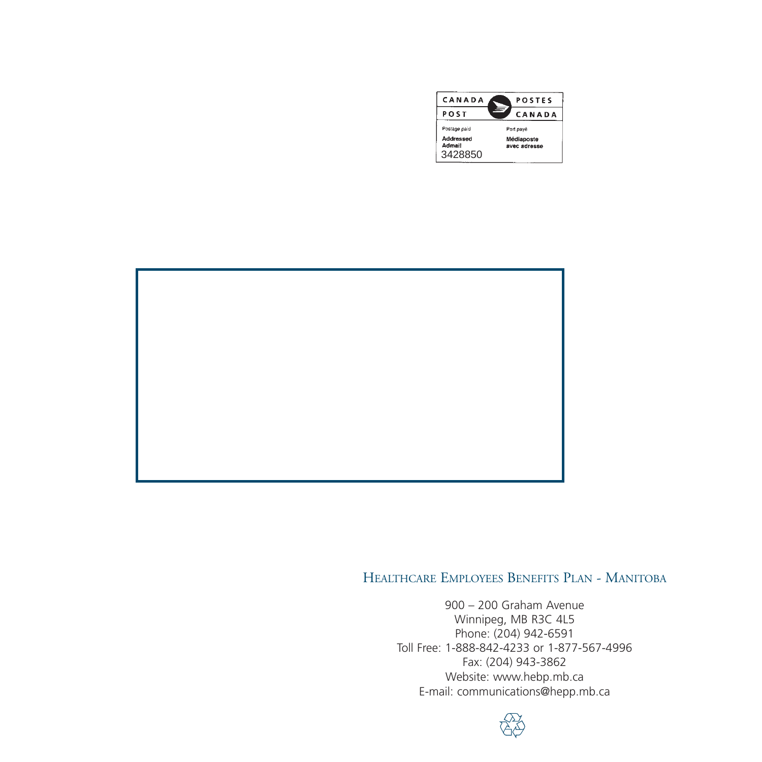CANADA POST POSTES CANADA

Postage paid
Addressed Admail
3428850

Port payé
Médiaposte avec adresse

HEALTHCARE EMPLOYEES BENEFITS PLAN - MANITOBA

900 – 200 Graham Avenue
Winnipeg, MB R3C 4L5
Phone: (204) 942-6591
Toll Free: 1-888-842-4233 or 1-877-567-4996
Fax: (204) 943-3862
Website: www.hebp.mb.ca
E-mail: communications@hepp.mb.ca